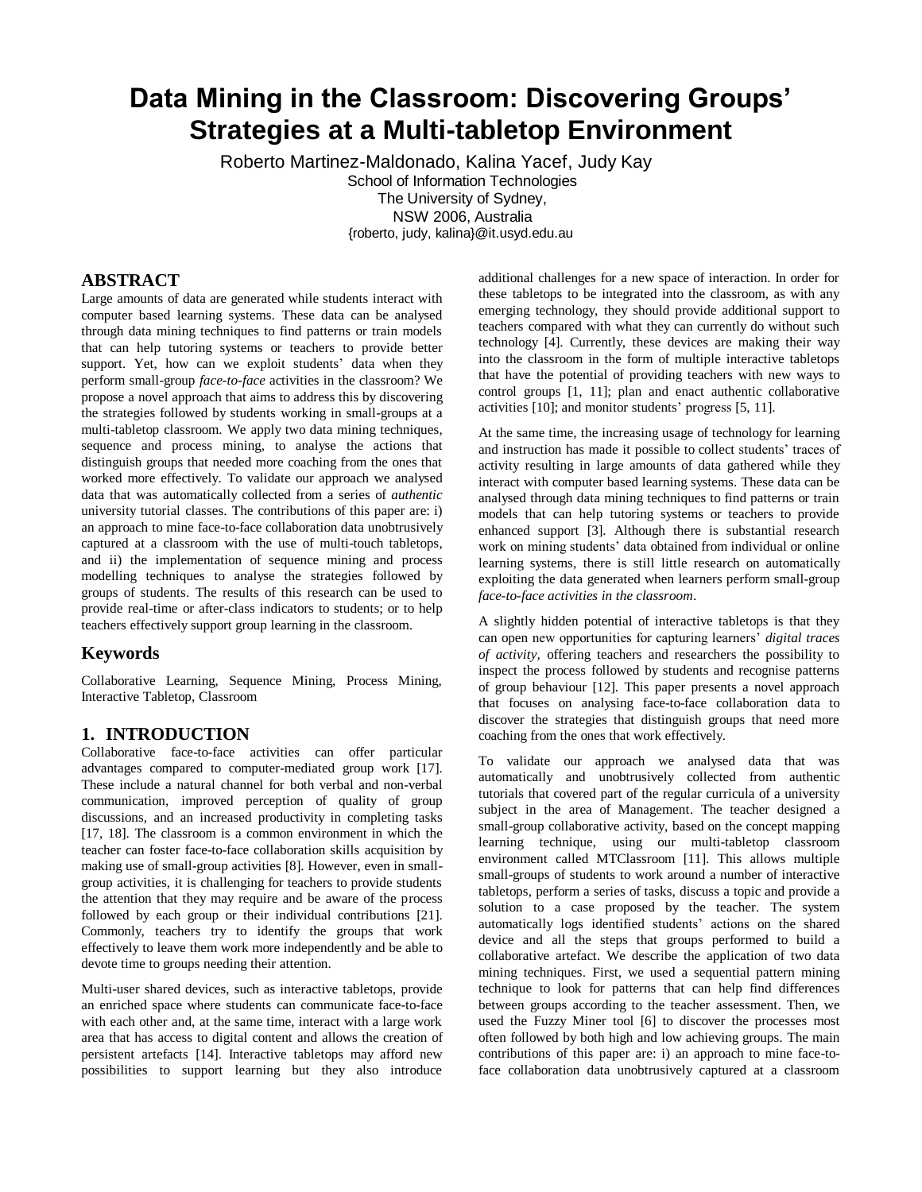# Data Mining in the Classroom: Discovering Groups' Strategies at a Multi-tabletop Environment

Roberto Martinez-Maldonado, Kalina Yacef, Judy Kay
School of Information Technologies
The University of Sydney,
NSW 2006, Australia
{roberto, judy, kalina}@it.usyd.edu.au

## ABSTRACT

Large amounts of data are generated while students interact with computer based learning systems. These data can be analysed through data mining techniques to find patterns or train models that can help tutoring systems or teachers to provide better support. Yet, how can we exploit students' data when they perform small-group *face-to-face* activities in the classroom? We propose a novel approach that aims to address this by discovering the strategies followed by students working in small-groups at a multi-tabletop classroom. We apply two data mining techniques, sequence and process mining, to analyse the actions that distinguish groups that needed more coaching from the ones that worked more effectively. To validate our approach we analysed data that was automatically collected from a series of *authentic* university tutorial classes. The contributions of this paper are: i) an approach to mine face-to-face collaboration data unobtrusively captured at a classroom with the use of multi-touch tabletops, and ii) the implementation of sequence mining and process modelling techniques to analyse the strategies followed by groups of students. The results of this research can be used to provide real-time or after-class indicators to students; or to help teachers effectively support group learning in the classroom.

## Keywords

Collaborative Learning, Sequence Mining, Process Mining, Interactive Tabletop, Classroom

## 1. INTRODUCTION

Collaborative face-to-face activities can offer particular advantages compared to computer-mediated group work [17]. These include a natural channel for both verbal and non-verbal communication, improved perception of quality of group discussions, and an increased productivity in completing tasks [17, 18]. The classroom is a common environment in which the teacher can foster face-to-face collaboration skills acquisition by making use of small-group activities [8]. However, even in small-group activities, it is challenging for teachers to provide students the attention that they may require and be aware of the process followed by each group or their individual contributions [21]. Commonly, teachers try to identify the groups that work effectively to leave them work more independently and be able to devote time to groups needing their attention.

Multi-user shared devices, such as interactive tabletops, provide an enriched space where students can communicate face-to-face with each other and, at the same time, interact with a large work area that has access to digital content and allows the creation of persistent artefacts [14]. Interactive tabletops may afford new possibilities to support learning but they also introduce additional challenges for a new space of interaction. In order for these tabletops to be integrated into the classroom, as with any emerging technology, they should provide additional support to teachers compared with what they can currently do without such technology [4]. Currently, these devices are making their way into the classroom in the form of multiple interactive tabletops that have the potential of providing teachers with new ways to control groups [1, 11]; plan and enact authentic collaborative activities [10]; and monitor students' progress [5, 11].

At the same time, the increasing usage of technology for learning and instruction has made it possible to collect students' traces of activity resulting in large amounts of data gathered while they interact with computer based learning systems. These data can be analysed through data mining techniques to find patterns or train models that can help tutoring systems or teachers to provide enhanced support [3]. Although there is substantial research work on mining students' data obtained from individual or online learning systems, there is still little research on automatically exploiting the data generated when learners perform small-group *face-to-face activities in the classroom*.

A slightly hidden potential of interactive tabletops is that they can open new opportunities for capturing learners' *digital traces of activity*, offering teachers and researchers the possibility to inspect the process followed by students and recognise patterns of group behaviour [12]. This paper presents a novel approach that focuses on analysing face-to-face collaboration data to discover the strategies that distinguish groups that need more coaching from the ones that work effectively.

To validate our approach we analysed data that was automatically and unobtrusively collected from authentic tutorials that covered part of the regular curricula of a university subject in the area of Management. The teacher designed a small-group collaborative activity, based on the concept mapping learning technique, using our multi-tabletop classroom environment called MTClassroom [11]. This allows multiple small-groups of students to work around a number of interactive tabletops, perform a series of tasks, discuss a topic and provide a solution to a case proposed by the teacher. The system automatically logs identified students' actions on the shared device and all the steps that groups performed to build a collaborative artefact. We describe the application of two data mining techniques. First, we used a sequential pattern mining technique to look for patterns that can help find differences between groups according to the teacher assessment. Then, we used the Fuzzy Miner tool [6] to discover the processes most often followed by both high and low achieving groups. The main contributions of this paper are: i) an approach to mine face-to-face collaboration data unobtrusively captured at a classroom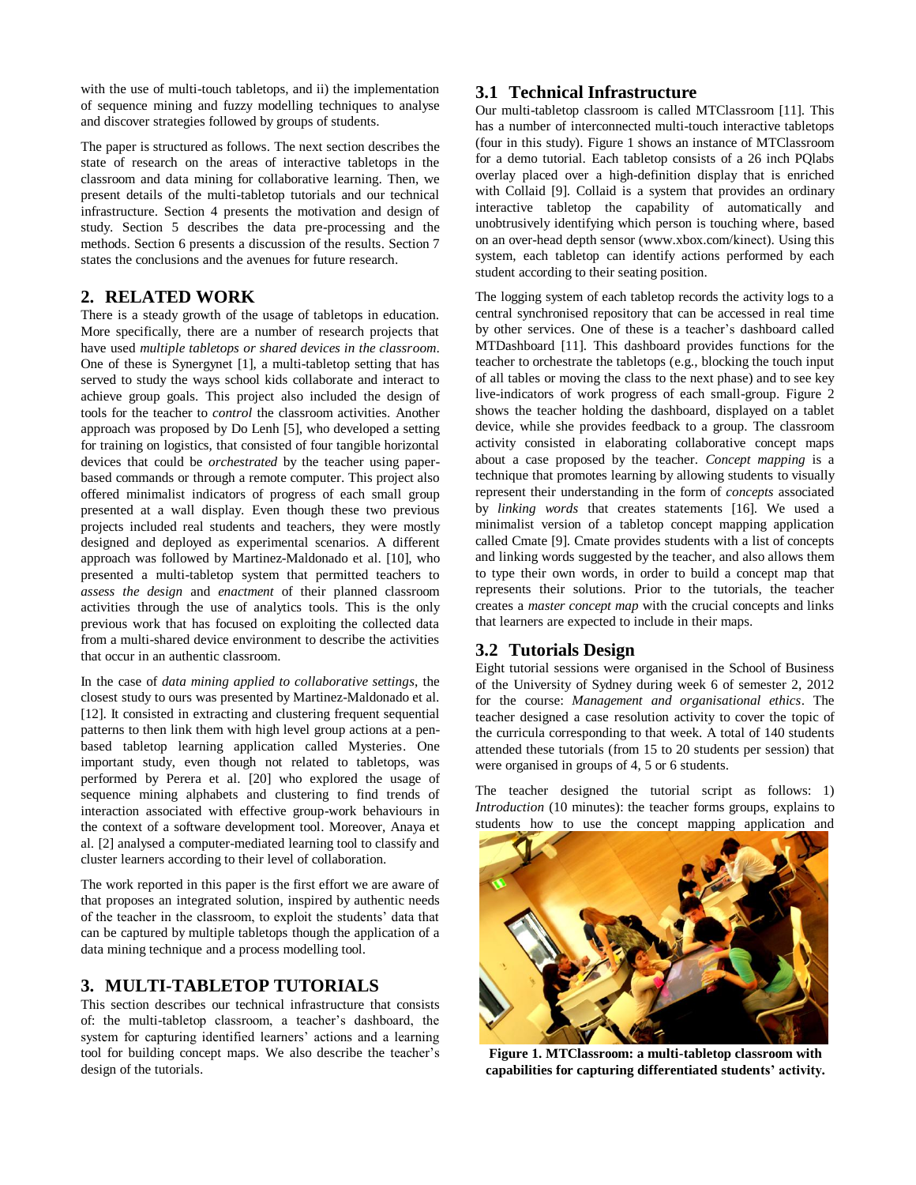with the use of multi-touch tabletops, and ii) the implementation of sequence mining and fuzzy modelling techniques to analyse and discover strategies followed by groups of students.

The paper is structured as follows. The next section describes the state of research on the areas of interactive tabletops in the classroom and data mining for collaborative learning. Then, we present details of the multi-tabletop tutorials and our technical infrastructure. Section 4 presents the motivation and design of study. Section 5 describes the data pre-processing and the methods. Section 6 presents a discussion of the results. Section 7 states the conclusions and the avenues for future research.

## 2. RELATED WORK

There is a steady growth of the usage of tabletops in education. More specifically, there are a number of research projects that have used *multiple tabletops or shared devices in the classroom*. One of these is Synergynet [1], a multi-tabletop setting that has served to study the ways school kids collaborate and interact to achieve group goals. This project also included the design of tools for the teacher to *control* the classroom activities. Another approach was proposed by Do Lenh [5], who developed a setting for training on logistics, that consisted of four tangible horizontal devices that could be *orchestrated* by the teacher using paper-based commands or through a remote computer. This project also offered minimalist indicators of progress of each small group presented at a wall display. Even though these two previous projects included real students and teachers, they were mostly designed and deployed as experimental scenarios. A different approach was followed by Martinez-Maldonado et al. [10], who presented a multi-tabletop system that permitted teachers to *assess the design* and *enactment* of their planned classroom activities through the use of analytics tools. This is the only previous work that has focused on exploiting the collected data from a multi-shared device environment to describe the activities that occur in an authentic classroom.

In the case of *data mining applied to collaborative settings*, the closest study to ours was presented by Martinez-Maldonado et al. [12]. It consisted in extracting and clustering frequent sequential patterns to then link them with high level group actions at a pen-based tabletop learning application called Mysteries. One important study, even though not related to tabletops, was performed by Perera et al. [20] who explored the usage of sequence mining alphabets and clustering to find trends of interaction associated with effective group-work behaviours in the context of a software development tool. Moreover, Anaya et al. [2] analysed a computer-mediated learning tool to classify and cluster learners according to their level of collaboration.

The work reported in this paper is the first effort we are aware of that proposes an integrated solution, inspired by authentic needs of the teacher in the classroom, to exploit the students' data that can be captured by multiple tabletops though the application of a data mining technique and a process modelling tool.

## 3. MULTI-TABLETOP TUTORIALS

This section describes our technical infrastructure that consists of: the multi-tabletop classroom, a teacher's dashboard, the system for capturing identified learners' actions and a learning tool for building concept maps. We also describe the teacher's design of the tutorials.

### 3.1 Technical Infrastructure

Our multi-tabletop classroom is called MTClassroom [11]. This has a number of interconnected multi-touch interactive tabletops (four in this study). Figure 1 shows an instance of MTClassroom for a demo tutorial. Each tabletop consists of a 26 inch PQlabs overlay placed over a high-definition display that is enriched with Collaid [9]. Collaid is a system that provides an ordinary interactive tabletop the capability of automatically and unobtrusively identifying which person is touching where, based on an over-head depth sensor (www.xbox.com/kinect). Using this system, each tabletop can identify actions performed by each student according to their seating position.

The logging system of each tabletop records the activity logs to a central synchronised repository that can be accessed in real time by other services. One of these is a teacher's dashboard called MTDashboard [11]. This dashboard provides functions for the teacher to orchestrate the tabletops (e.g., blocking the touch input of all tables or moving the class to the next phase) and to see key live-indicators of work progress of each small-group. Figure 2 shows the teacher holding the dashboard, displayed on a tablet device, while she provides feedback to a group. The classroom activity consisted in elaborating collaborative concept maps about a case proposed by the teacher. *Concept mapping* is a technique that promotes learning by allowing students to visually represent their understanding in the form of *concepts* associated by *linking words* that creates statements [16]. We used a minimalist version of a tabletop concept mapping application called Cmate [9]. Cmate provides students with a list of concepts and linking words suggested by the teacher, and also allows them to type their own words, in order to build a concept map that represents their solutions. Prior to the tutorials, the teacher creates a *master concept map* with the crucial concepts and links that learners are expected to include in their maps.

### 3.2 Tutorials Design

Eight tutorial sessions were organised in the School of Business of the University of Sydney during week 6 of semester 2, 2012 for the course: *Management and organisational ethics*. The teacher designed a case resolution activity to cover the topic of the curricula corresponding to that week. A total of 140 students attended these tutorials (from 15 to 20 students per session) that were organised in groups of 4, 5 or 6 students.

The teacher designed the tutorial script as follows: 1) *Introduction* (10 minutes): the teacher forms groups, explains to students how to use the concept mapping application and

**Figure 1. MTClassroom: a multi-tabletop classroom with capabilities for capturing differentiated students' activity.**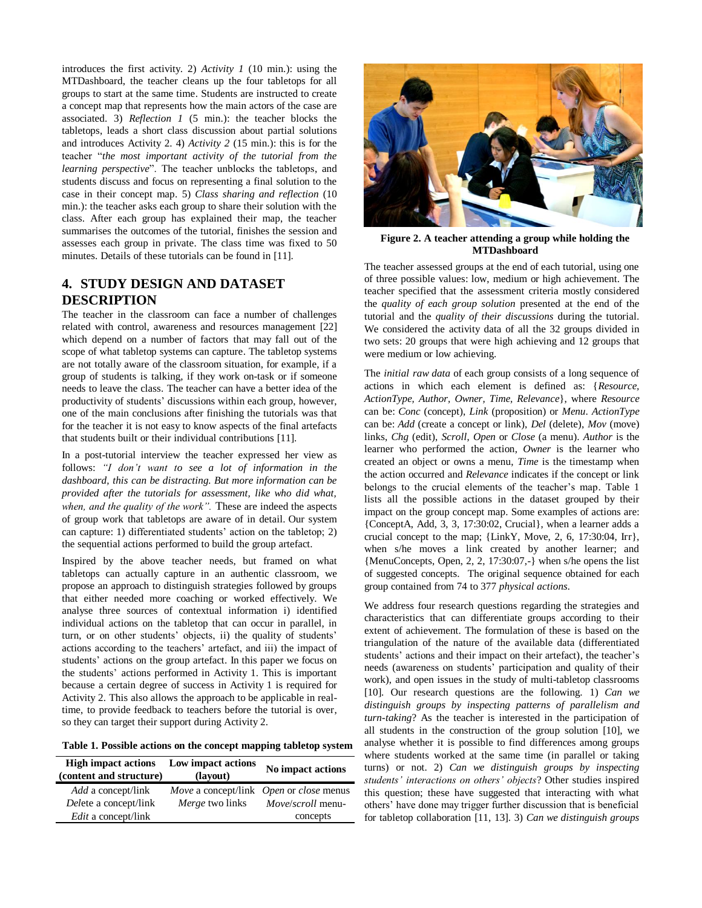introduces the first activity. 2) *Activity 1* (10 min.): using the MTDashboard, the teacher cleans up the four tabletops for all groups to start at the same time. Students are instructed to create a concept map that represents how the main actors of the case are associated. 3) *Reflection 1* (5 min.): the teacher blocks the tabletops, leads a short class discussion about partial solutions and introduces Activity 2. 4) *Activity 2* (15 min.): this is for the teacher "*the most important activity of the tutorial from the learning perspective*". The teacher unblocks the tabletops, and students discuss and focus on representing a final solution to the case in their concept map. 5) *Class sharing and reflection* (10 min.): the teacher asks each group to share their solution with the class. After each group has explained their map, the teacher summarises the outcomes of the tutorial, finishes the session and assesses each group in private. The class time was fixed to 50 minutes. Details of these tutorials can be found in [11].

## 4. STUDY DESIGN AND DATASET DESCRIPTION

The teacher in the classroom can face a number of challenges related with control, awareness and resources management [22] which depend on a number of factors that may fall out of the scope of what tabletop systems can capture. The tabletop systems are not totally aware of the classroom situation, for example, if a group of students is talking, if they work on-task or if someone needs to leave the class. The teacher can have a better idea of the productivity of students' discussions within each group, however, one of the main conclusions after finishing the tutorials was that for the teacher it is not easy to know aspects of the final artefacts that students built or their individual contributions [11].

In a post-tutorial interview the teacher expressed her view as follows: *"I don't want to see a lot of information in the dashboard, this can be distracting. But more information can be provided after the tutorials for assessment, like who did what, when, and the quality of the work".* These are indeed the aspects of group work that tabletops are aware of in detail. Our system can capture: 1) differentiated students' action on the tabletop; 2) the sequential actions performed to build the group artefact.

Inspired by the above teacher needs, but framed on what tabletops can actually capture in an authentic classroom, we propose an approach to distinguish strategies followed by groups that either needed more coaching or worked effectively. We analyse three sources of contextual information i) identified individual actions on the tabletop that can occur in parallel, in turn, or on other students' objects, ii) the quality of students' actions according to the teachers' artefact, and iii) the impact of students' actions on the group artefact. In this paper we focus on the students' actions performed in Activity 1. This is important because a certain degree of success in Activity 1 is required for Activity 2. This also allows the approach to be applicable in real-time, to provide feedback to teachers before the tutorial is over, so they can target their support during Activity 2.

**Table 1. Possible actions on the concept mapping tabletop system**

| High impact actions (content and structure) | Low impact actions (layout) | No impact actions |
|---|---|---|
| *Add* a concept/link | *Move* a concept/link | *Open* or *close* menus |
| *Del*ete a concept/link | *Merge* two links | *Move*/*scroll* menu-concepts |
| *Edit* a concept/link | | |

**Figure 2. A teacher attending a group while holding the MTDashboard**

The teacher assessed groups at the end of each tutorial, using one of three possible values: low, medium or high achievement. The teacher specified that the assessment criteria mostly considered the *quality of each group solution* presented at the end of the tutorial and the *quality of their discussions* during the tutorial. We considered the activity data of all the 32 groups divided in two sets: 20 groups that were high achieving and 12 groups that were medium or low achieving.

The *initial raw data* of each group consists of a long sequence of actions in which each element is defined as: {*Resource, ActionType, Author, Owner, Time, Relevance*}, where *Resource* can be: *Conc* (concept), *Link* (proposition) or *Menu*. *ActionType* can be: *Add* (create a concept or link), *Del* (delete), *Mov* (move) links, *Chg* (edit), *Scroll*, *Open* or *Close* (a menu). *Author* is the learner who performed the action, *Owner* is the learner who created an object or owns a menu, *Time* is the timestamp when the action occurred and *Relevance* indicates if the concept or link belongs to the crucial elements of the teacher's map. Table 1 lists all the possible actions in the dataset grouped by their impact on the group concept map. Some examples of actions are: {ConceptA, Add, 3, 3, 17:30:02, Crucial}, when a learner adds a crucial concept to the map; {LinkY, Move, 2, 6, 17:30:04, Irr}, when s/he moves a link created by another learner; and {MenuConcepts, Open, 2, 2, 17:30:07,-} when s/he opens the list of suggested concepts. The original sequence obtained for each group contained from 74 to 377 *physical actions*.

We address four research questions regarding the strategies and characteristics that can differentiate groups according to their extent of achievement. The formulation of these is based on the triangulation of the nature of the available data (differentiated students' actions and their impact on their artefact), the teacher's needs (awareness on students' participation and quality of their work), and open issues in the study of multi-tabletop classrooms [10]. Our research questions are the following. 1) *Can we distinguish groups by inspecting patterns of parallelism and turn-taking*? As the teacher is interested in the participation of all students in the construction of the group solution [10], we analyse whether it is possible to find differences among groups where students worked at the same time (in parallel or taking turns) or not. 2) *Can we distinguish groups by inspecting students' interactions on others' objects*? Other studies inspired this question; these have suggested that interacting with what others' have done may trigger further discussion that is beneficial for tabletop collaboration [11, 13]. 3) *Can we distinguish groups*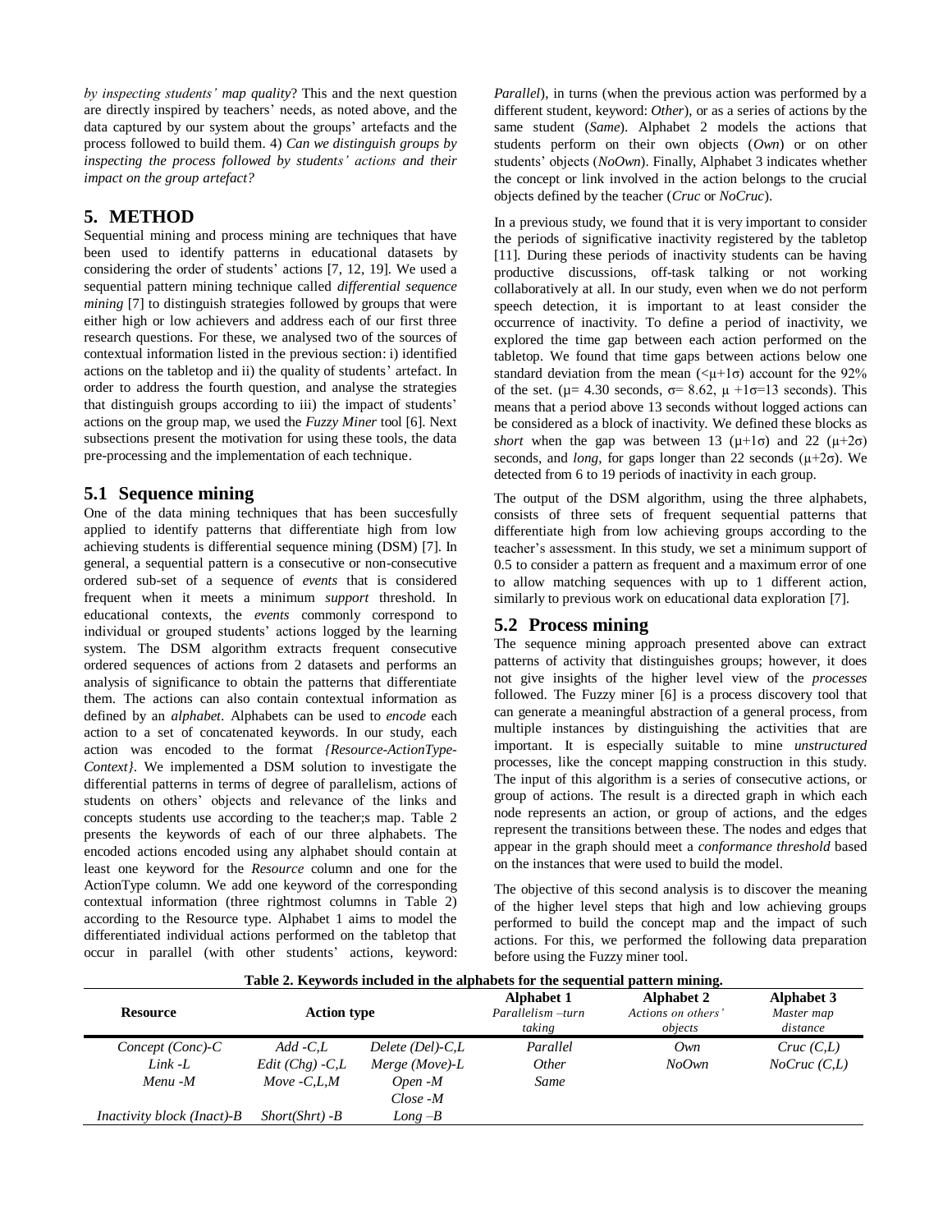*by inspecting students' map quality*? This and the next question are directly inspired by teachers' needs, as noted above, and the data captured by our system about the groups' artefacts and the process followed to build them. 4) *Can we distinguish groups by inspecting the process followed by students' actions and their impact on the group artefact?*

## 5. METHOD

Sequential mining and process mining are techniques that have been used to identify patterns in educational datasets by considering the order of students' actions [7, 12, 19]. We used a sequential pattern mining technique called *differential sequence mining* [7] to distinguish strategies followed by groups that were either high or low achievers and address each of our first three research questions. For these, we analysed two of the sources of contextual information listed in the previous section: i) identified actions on the tabletop and ii) the quality of students' artefact. In order to address the fourth question, and analyse the strategies that distinguish groups according to iii) the impact of students' actions on the group map, we used the *Fuzzy Miner* tool [6]. Next subsections present the motivation for using these tools, the data pre-processing and the implementation of each technique.

### 5.1 Sequence mining

One of the data mining techniques that has been succesfully applied to identify patterns that differentiate high from low achieving students is differential sequence mining (DSM) [7]. In general, a sequential pattern is a consecutive or non-consecutive ordered sub-set of a sequence of *events* that is considered frequent when it meets a minimum *support* threshold. In educational contexts, the *events* commonly correspond to individual or grouped students' actions logged by the learning system. The DSM algorithm extracts frequent consecutive ordered sequences of actions from 2 datasets and performs an analysis of significance to obtain the patterns that differentiate them. The actions can also contain contextual information as defined by an *alphabet*. Alphabets can be used to *encode* each action to a set of concatenated keywords. In our study, each action was encoded to the format *{Resource-ActionType-Context}*. We implemented a DSM solution to investigate the differential patterns in terms of degree of parallelism, actions of students on others' objects and relevance of the links and concepts students use according to the teacher;s map. Table 2 presents the keywords of each of our three alphabets. The encoded actions encoded using any alphabet should contain at least one keyword for the *Resource* column and one for the ActionType column. We add one keyword of the corresponding contextual information (three rightmost columns in Table 2) according to the Resource type. Alphabet 1 aims to model the differentiated individual actions performed on the tabletop that occur in parallel (with other students' actions, keyword: *Parallel*), in turns (when the previous action was performed by a different student, keyword: *Other*), or as a series of actions by the same student (*Same*). Alphabet 2 models the actions that students perform on their own objects (*Own*) or on other students' objects (*NoOwn*). Finally, Alphabet 3 indicates whether the concept or link involved in the action belongs to the crucial objects defined by the teacher (*Cruc* or *NoCruc*).

In a previous study, we found that it is very important to consider the periods of significative inactivity registered by the tabletop [11]. During these periods of inactivity students can be having productive discussions, off-task talking or not working collaboratively at all. In our study, even when we do not perform speech detection, it is important to at least consider the occurrence of inactivity. To define a period of inactivity, we explored the time gap between each action performed on the tabletop. We found that time gaps between actions below one standard deviation from the mean ($<\mu+1\sigma$) account for the 92% of the set. ($\mu$= 4.30 seconds, $\sigma$= 8.62, $\mu+1\sigma$=13 seconds). This means that a period above 13 seconds without logged actions can be considered as a block of inactivity. We defined these blocks as *short* when the gap was between 13 ($\mu+1\sigma$) and 22 ($\mu+2\sigma$) seconds, and *long*, for gaps longer than 22 seconds ($\mu+2\sigma$). We detected from 6 to 19 periods of inactivity in each group.

The output of the DSM algorithm, using the three alphabets, consists of three sets of frequent sequential patterns that differentiate high from low achieving groups according to the teacher's assessment. In this study, we set a minimum support of 0.5 to consider a pattern as frequent and a maximum error of one to allow matching sequences with up to 1 different action, similarly to previous work on educational data exploration [7].

### 5.2 Process mining

The sequence mining approach presented above can extract patterns of activity that distinguishes groups; however, it does not give insights of the higher level view of the *processes* followed. The Fuzzy miner [6] is a process discovery tool that can generate a meaningful abstraction of a general process, from multiple instances by distinguishing the activities that are important. It is especially suitable to mine *unstructured* processes, like the concept mapping construction in this study. The input of this algorithm is a series of consecutive actions, or group of actions. The result is a directed graph in which each node represents an action, or group of actions, and the edges represent the transitions between these. The nodes and edges that appear in the graph should meet a *conformance threshold* based on the instances that were used to build the model.

The objective of this second analysis is to discover the meaning of the higher level steps that high and low achieving groups performed to build the concept map and the impact of such actions. For this, we performed the following data preparation before using the Fuzzy miner tool.

**Table 2. Keywords included in the alphabets for the sequential pattern mining.**

| **Resource** | **Action type** | | **Alphabet 1** *Parallelism –turn taking* | **Alphabet 2** *Actions on others' objects* | **Alphabet 3** *Master map distance* |
|---|---|---|---|---|---|
| *Concept (Conc)-C* | *Add -C,L* | *Delete (Del)-C,L* | *Parallel* | *Own* | *Cruc (C,L)* |
| *Link -L* | *Edit (Chg) -C,L* | *Merge (Move)-L* | *Other* | *NoOwn* | *NoCruc (C,L)* |
| *Menu -M* | *Move -C,L,M* | *Open -M* | *Same* | | |
| | | *Close -M* | | | |
| *Inactivity block (Inact)-B* | *Short(Shrt) -B* | *Long –B* | | | |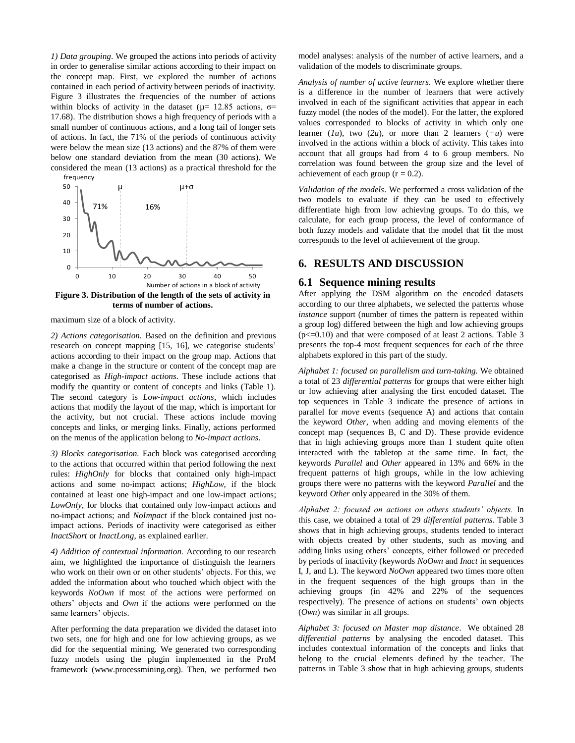*1) Data grouping*. We grouped the actions into periods of activity in order to generalise similar actions according to their impact on the concept map. First, we explored the number of actions contained in each period of activity between periods of inactivity. Figure 3 illustrates the frequencies of the number of actions within blocks of activity in the dataset ($\mu$= 12.85 actions, $\sigma$= 17.68). The distribution shows a high frequency of periods with a small number of continuous actions, and a long tail of longer sets of actions. In fact, the 71% of the periods of continuous activity were below the mean size (13 actions) and the 87% of them were below one standard deviation from the mean (30 actions). We considered the mean (13 actions) as a practical threshold for the maximum size of a block of activity.

**Figure 3. Distribution of the length of the sets of activity in terms of number of actions.**

*2) Actions categorisation.* Based on the definition and previous research on concept mapping [15, 16], we categorise students' actions according to their impact on the group map. Actions that make a change in the structure or content of the concept map are categorised as *High-impact actions*. These include actions that modify the quantity or content of concepts and links (Table 1). The second category is *Low-impact actions*, which includes actions that modify the layout of the map, which is important for the activity, but not crucial. These actions include moving concepts and links, or merging links. Finally, actions performed on the menus of the application belong to *No-impact actions*.

*3) Blocks categorisation.* Each block was categorised according to the actions that occurred within that period following the next rules: *HighOnly* for blocks that contained only high-impact actions and some no-impact actions; *HighLow,* if the block contained at least one high-impact and one low-impact actions; *LowOnly*, for blocks that contained only low-impact actions and no-impact actions; and *NoImpact* if the block contained just no-impact actions. Periods of inactivity were categorised as either *InactShort* or *InactLong*, as explained earlier.

*4) Addition of contextual information.* According to our research aim, we highlighted the importance of distinguish the learners who work on their own or on other students' objects. For this, we added the information about who touched which object with the keywords *NoOwn* if most of the actions were performed on others' objects and *Own* if the actions were performed on the same learners' objects.

After performing the data preparation we divided the dataset into two sets, one for high and one for low achieving groups, as we did for the sequential mining. We generated two corresponding fuzzy models using the plugin implemented in the ProM framework (www.processmining.org). Then, we performed two model analyses: analysis of the number of active learners, and a validation of the models to discriminate groups.

*Analysis of number of active learners.* We explore whether there is a difference in the number of learners that were actively involved in each of the significant activities that appear in each fuzzy model (the nodes of the model). For the latter, the explored values corresponded to blocks of activity in which only one learner (*1u*), two (*2u*), or more than 2 learners (*+u*) were involved in the actions within a block of activity. This takes into account that all groups had from 4 to 6 group members. No correlation was found between the group size and the level of achievement of each group ($r = 0.2$).

*Validation of the models*. We performed a cross validation of the two models to evaluate if they can be used to effectively differentiate high from low achieving groups. To do this, we calculate, for each group process, the level of conformance of both fuzzy models and validate that the model that fit the most corresponds to the level of achievement of the group.

# 6. RESULTS AND DISCUSSION

## 6.1 Sequence mining results

After applying the DSM algorithm on the encoded datasets according to our three alphabets, we selected the patterns whose *instance* support (number of times the pattern is repeated within a group log) differed between the high and low achieving groups ($p<=0.10$) and that were composed of at least 2 actions. Table 3 presents the top-4 most frequent sequences for each of the three alphabets explored in this part of the study.

*Alphabet 1: focused on parallelism and turn-taking.* We obtained a total of 23 *differential patterns* for groups that were either high or low achieving after analysing the first encoded dataset. The top sequences in Table 3 indicate the presence of actions in parallel for *move* events (sequence A) and actions that contain the keyword *Other,* when adding and moving elements of the concept map (sequences B, C and D). These provide evidence that in high achieving groups more than 1 student quite often interacted with the tabletop at the same time. In fact, the keywords *Parallel* and *Other* appeared in 13% and 66% in the frequent patterns of high groups, while in the low achieving groups there were no patterns with the keyword *Parallel* and the keyword *Other* only appeared in the 30% of them.

*Alphabet 2: focused on actions on others students' objects.* In this case, we obtained a total of 29 *differential patterns*. Table 3 shows that in high achieving groups, students tended to interact with objects created by other students, such as moving and adding links using others' concepts, either followed or preceded by periods of inactivity (keywords *NoOwn* and *Inact* in sequences I, J, and L). The keyword *NoOwn* appeared two times more often in the frequent sequences of the high groups than in the achieving groups (in 42% and 22% of the sequences respectively). The presence of actions on students' own objects (*Own*) was similar in all groups.

*Alphabet 3: focused on Master map distance*. We obtained 28 *differential patterns* by analysing the encoded dataset. This includes contextual information of the concepts and links that belong to the crucial elements defined by the teacher. The patterns in Table 3 show that in high achieving groups, students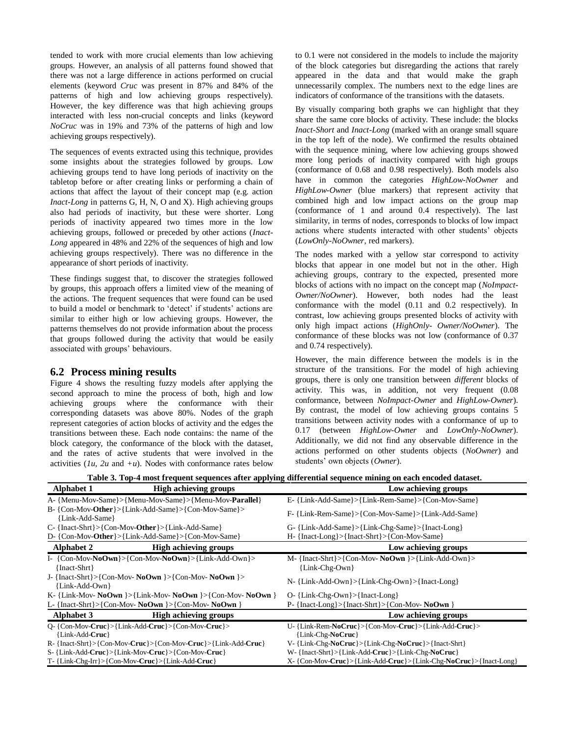tended to work with more crucial elements than low achieving groups. However, an analysis of all patterns found showed that there was not a large difference in actions performed on crucial elements (keyword *Cruc* was present in 87% and 84% of the patterns of high and low achieving groups respectively). However, the key difference was that high achieving groups interacted with less non-crucial concepts and links (keyword *NoCruc* was in 19% and 73% of the patterns of high and low achieving groups respectively).

The sequences of events extracted using this technique, provides some insights about the strategies followed by groups. Low achieving groups tend to have long periods of inactivity on the tabletop before or after creating links or performing a chain of actions that affect the layout of their concept map (e.g. action *Inact-Long* in patterns G, H, N, O and X). High achieving groups also had periods of inactivity, but these were shorter. Long periods of inactivity appeared two times more in the low achieving groups, followed or preceded by other actions (*Inact-Long* appeared in 48% and 22% of the sequences of high and low achieving groups respectively). There was no difference in the appearance of short periods of inactivity.

These findings suggest that, to discover the strategies followed by groups, this approach offers a limited view of the meaning of the actions. The frequent sequences that were found can be used to build a model or benchmark to 'detect' if students' actions are similar to either high or low achieving groups. However, the patterns themselves do not provide information about the process that groups followed during the activity that would be easily associated with groups' behaviours.

## 6.2 Process mining results

Figure 4 shows the resulting fuzzy models after applying the second approach to mine the process of both, high and low achieving groups where the conformance with their corresponding datasets was above 80%. Nodes of the graph represent categories of action blocks of activity and the edges the transitions between these. Each node contains: the name of the block category, the conformance of the block with the dataset, and the rates of active students that were involved in the activities (*1u*, *2u* and *+u*). Nodes with conformance rates below to 0.1 were not considered in the models to include the majority of the block categories but disregarding the actions that rarely appeared in the data and that would make the graph unnecessarily complex. The numbers next to the edge lines are indicators of conformance of the transitions with the datasets.

By visually comparing both graphs we can highlight that they share the same core blocks of activity. These include: the blocks *Inact-Short* and *Inact-Long* (marked with an orange small square in the top left of the node). We confirmed the results obtained with the sequence mining, where low achieving groups showed more long periods of inactivity compared with high groups (conformance of 0.68 and 0.98 respectively). Both models also have in common the categories *HighLow-NoOwner* and *HighLow-Owner* (blue markers) that represent activity that combined high and low impact actions on the group map (conformance of 1 and around 0.4 respectively). The last similarity, in terms of nodes, corresponds to blocks of low impact actions where students interacted with other students' objects (*LowOnly-NoOwner*, red markers).

The nodes marked with a yellow star correspond to activity blocks that appear in one model but not in the other. High achieving groups, contrary to the expected, presented more blocks of actions with no impact on the concept map (*NoImpact-Owner/NoOwner*). However, both nodes had the least conformance with the model (0.11 and 0.2 respectively). In contrast, low achieving groups presented blocks of activity with only high impact actions (*HighOnly- Owner/NoOwner*). The conformance of these blocks was not low (conformance of 0.37 and 0.74 respectively).

However, the main difference between the models is in the structure of the transitions. For the model of high achieving groups, there is only one transition between *different* blocks of activity. This was, in addition, not very frequent (0.08 conformance, between *NoImpact-Owner* and *HighLow-Owner*). By contrast, the model of low achieving groups contains 5 transitions between activity nodes with a conformance of up to 0.17 (between *HighLow-Owner* and *LowOnly-NoOwner*). Additionally, we did not find any observable difference in the actions performed on other students objects (*NoOwner*) and students' own objects (*Owner*).

**Table 3. Top-4 most frequent sequences after applying differential sequence mining on each encoded dataset.**

| | High achieving groups | Low achieving groups |
|---|---|---|
| **Alphabet 1** | | |
| | A- {Menu-Mov-Same}>{Menu-Mov-Same}>{Menu-Mov-**Parallel**} | E- {Link-Add-Same}>{Link-Rem-Same}>{Con-Mov-Same} |
| | B- {Con-Mov-**Other**}>{Link-Add-Same}>{Con-Mov-Same}>{Link-Add-Same} | F- {Link-Rem-Same}>{Con-Mov-Same}>{Link-Add-Same} |
| | C- {Inact-Shrt}>{Con-Mov-**Other**}>{Link-Add-Same} | G- {Link-Add-Same}>{Link-Chg-Same}>{Inact-Long} |
| | D- {Con-Mov-**Other**}>{Link-Add-Same}>{Con-Mov-Same} | H- {Inact-Long}>{Inact-Shrt}>{Con-Mov-Same} |
| **Alphabet 2** | | |
| | I- {Con-Mov-**NoOwn**}>{Con-Mov-**NoOwn**}>{Link-Add-Own}>{Inact-Shrt} | M- {Inact-Shrt}>{Con-Mov- **NoOwn** }>{Link-Add-Own}>{Link-Chg-Own} |
| | J- {Inact-Shrt}>{Con-Mov- **NoOwn** }>{Con-Mov- **NoOwn** }>{Link-Add-Own} | N- {Link-Add-Own}>{Link-Chg-Own}>{Inact-Long} |
| | K- {Link-Mov- **NoOwn** }>{Link-Mov- **NoOwn** }>{Con-Mov- **NoOwn** } | O- {Link-Chg-Own}>{Inact-Long} |
| | L- {Inact-Shrt}>{Con-Mov- **NoOwn** }>{Con-Mov- **NoOwn** } | P- {Inact-Long}>{Inact-Shrt}>{Con-Mov- **NoOwn** } |
| **Alphabet 3** | | |
| | Q- {Con-Mov-**Cruc**}>{Link-Add-**Cruc**}>{Con-Mov-**Cruc**}>{Link-Add-**Cruc**} | U- {Link-Rem-**NoCruc**}>{Con-Mov-**Cruc**}>{Link-Add-**Cruc**}>{Link-Chg-**NoCruc**} |
| | R- {Inact-Shrt}>{Con-Mov-**Cruc**}>{Con-Mov-**Cruc**}>{Link-Add-**Cruc**} | V- {Link-Chg-**NoCruc**}>{Link-Chg-**NoCruc**}>{Inact-Shrt} |
| | S- {Link-Add-**Cruc**}>{Link-Mov-**Cruc**}>{Con-Mov-**Cruc**} | W- {Inact-Shrt}>{Link-Add-**Cruc**}>{Link-Chg-**NoCruc**} |
| | T- {Link-Chg-Irr}>{Con-Mov-**Cruc**}>{Link-Add-**Cruc**} | X- {Con-Mov-**Cruc**}>{Link-Add-**Cruc**}>{Link-Chg-**NoCruc**}>{Inact-Long} |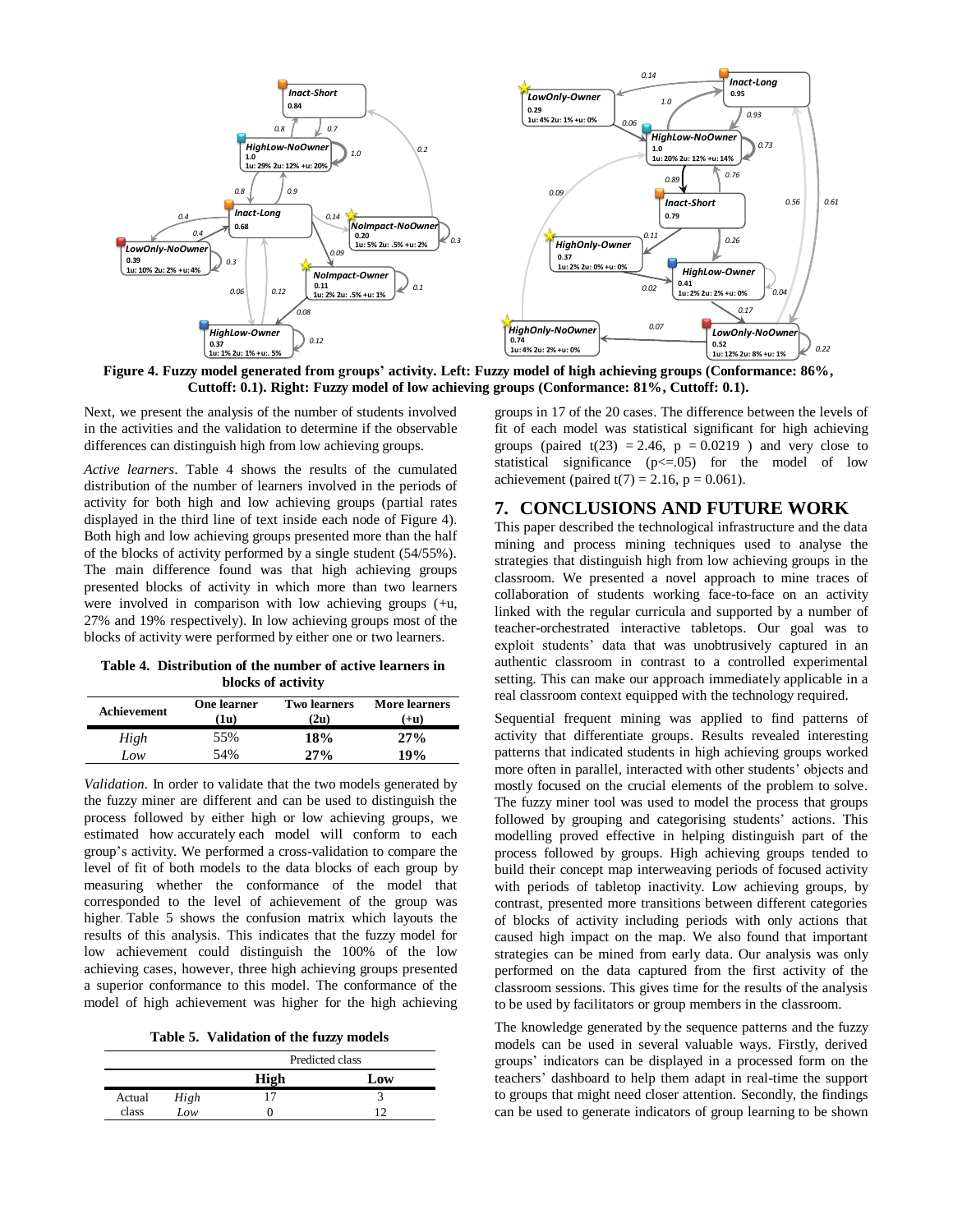**Figure 4. Fuzzy model generated from groups' activity. Left: Fuzzy model of high achieving groups (Conformance: 86%, Cuttoff: 0.1). Right: Fuzzy model of low achieving groups (Conformance: 81%, Cuttoff: 0.1).**

Next, we present the analysis of the number of students involved in the activities and the validation to determine if the observable differences can distinguish high from low achieving groups.

*Active learners*. Table 4 shows the results of the cumulated distribution of the number of learners involved in the periods of activity for both high and low achieving groups (partial rates displayed in the third line of text inside each node of Figure 4). Both high and low achieving groups presented more than the half of the blocks of activity performed by a single student (54/55%). The main difference found was that high achieving groups presented blocks of activity in which more than two learners were involved in comparison with low achieving groups (+u, 27% and 19% respectively). In low achieving groups most of the blocks of activity were performed by either one or two learners.

**Table 4. Distribution of the number of active learners in blocks of activity**

| Achievement | One learner (1u) | Two learners (2u) | More learners (+u) |
|---|---|---|---|
| *High* | 55% | **18%** | **27%** |
| *Low* | 54% | **27%** | **19%** |

*Validation*. In order to validate that the two models generated by the fuzzy miner are different and can be used to distinguish the process followed by either high or low achieving groups, we estimated how accurately each model will conform to each group's activity. We performed a cross-validation to compare the level of fit of both models to the data blocks of each group by measuring whether the conformance of the model that corresponded to the level of achievement of the group was higher. Table 5 shows the confusion matrix which layouts the results of this analysis. This indicates that the fuzzy model for low achievement could distinguish the 100% of the low achieving cases, however, three high achieving groups presented a superior conformance to this model. The conformance of the model of high achievement was higher for the high achieving groups in 17 of the 20 cases. The difference between the levels of fit of each model was statistical significant for high achieving groups (paired $t(23) = 2.46$, $p = 0.0219$ ) and very close to statistical significance ($p<=.05$) for the model of low achievement (paired $t(7) = 2.16$, $p = 0.061$).

**Table 5. Validation of the fuzzy models**

| | | Predicted class | |
|---|---|---|---|
| | | **High** | **Low** |
| Actual class | *High* | 17 | 3 |
| | *Low* | 0 | 12 |

## 7. CONCLUSIONS AND FUTURE WORK

This paper described the technological infrastructure and the data mining and process mining techniques used to analyse the strategies that distinguish high from low achieving groups in the classroom. We presented a novel approach to mine traces of collaboration of students working face-to-face on an activity linked with the regular curricula and supported by a number of teacher-orchestrated interactive tabletops. Our goal was to exploit students' data that was unobtrusively captured in an authentic classroom in contrast to a controlled experimental setting. This can make our approach immediately applicable in a real classroom context equipped with the technology required.

Sequential frequent mining was applied to find patterns of activity that differentiate groups. Results revealed interesting patterns that indicated students in high achieving groups worked more often in parallel, interacted with other students' objects and mostly focused on the crucial elements of the problem to solve. The fuzzy miner tool was used to model the process that groups followed by grouping and categorising students' actions. This modelling proved effective in helping distinguish part of the process followed by groups. High achieving groups tended to build their concept map interweaving periods of focused activity with periods of tabletop inactivity. Low achieving groups, by contrast, presented more transitions between different categories of blocks of activity including periods with only actions that caused high impact on the map. We also found that important strategies can be mined from early data. Our analysis was only performed on the data captured from the first activity of the classroom sessions. This gives time for the results of the analysis to be used by facilitators or group members in the classroom.

The knowledge generated by the sequence patterns and the fuzzy models can be used in several valuable ways. Firstly, derived groups' indicators can be displayed in a processed form on the teachers' dashboard to help them adapt in real-time the support to groups that might need closer attention. Secondly, the findings can be used to generate indicators of group learning to be shown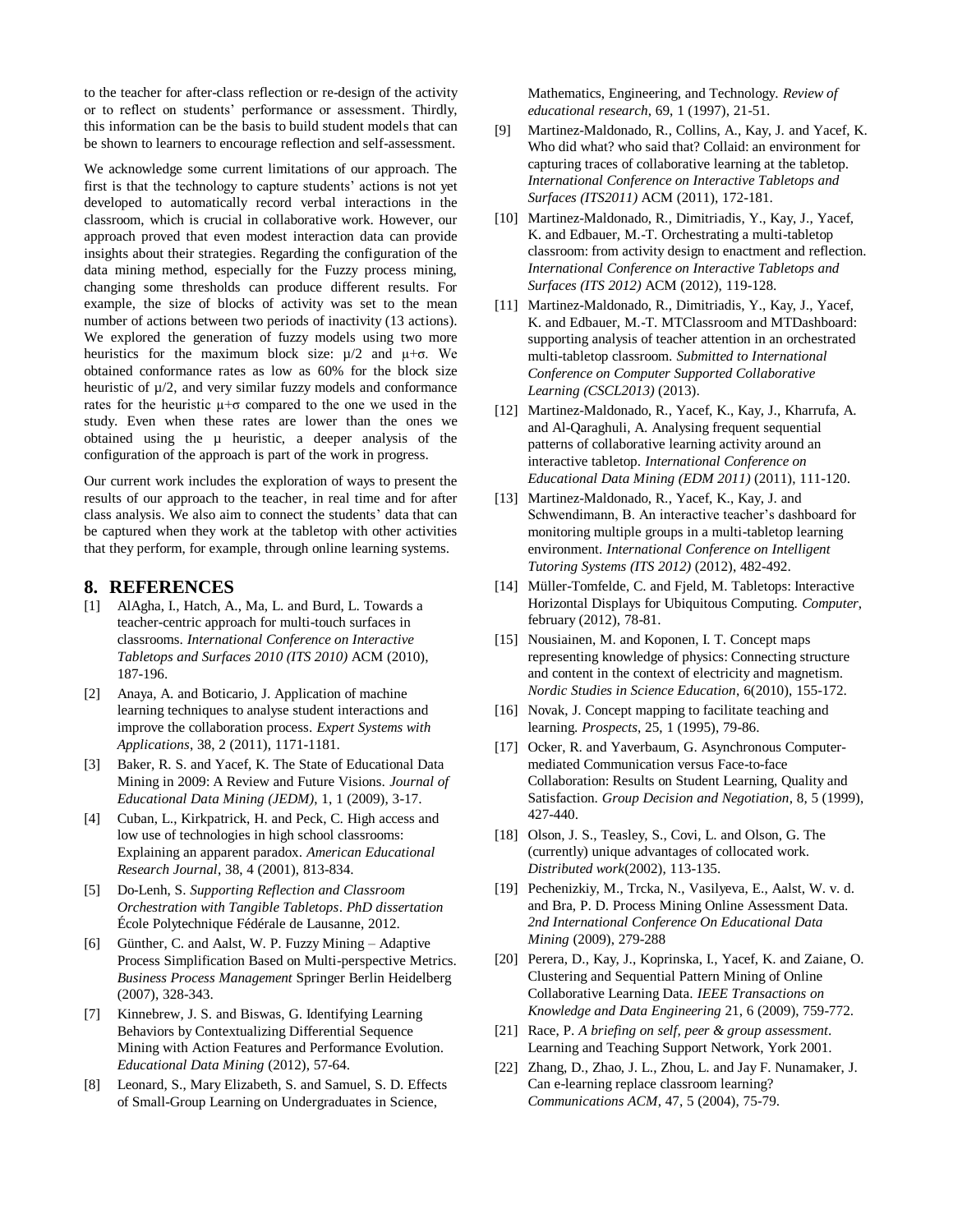to the teacher for after-class reflection or re-design of the activity or to reflect on students' performance or assessment. Thirdly, this information can be the basis to build student models that can be shown to learners to encourage reflection and self-assessment.

We acknowledge some current limitations of our approach. The first is that the technology to capture students' actions is not yet developed to automatically record verbal interactions in the classroom, which is crucial in collaborative work. However, our approach proved that even modest interaction data can provide insights about their strategies. Regarding the configuration of the data mining method, especially for the Fuzzy process mining, changing some thresholds can produce different results. For example, the size of blocks of activity was set to the mean number of actions between two periods of inactivity (13 actions). We explored the generation of fuzzy models using two more heuristics for the maximum block size: $\mu/2$ and $\mu+\sigma$. We obtained conformance rates as low as 60% for the block size heuristic of $\mu/2$, and very similar fuzzy models and conformance rates for the heuristic $\mu+\sigma$ compared to the one we used in the study. Even when these rates are lower than the ones we obtained using the $\mu$ heuristic, a deeper analysis of the configuration of the approach is part of the work in progress.

Our current work includes the exploration of ways to present the results of our approach to the teacher, in real time and for after class analysis. We also aim to connect the students' data that can be captured when they work at the tabletop with other activities that they perform, for example, through online learning systems.

## 8. REFERENCES

[1] AlAgha, I., Hatch, A., Ma, L. and Burd, L. Towards a teacher-centric approach for multi-touch surfaces in classrooms. *International Conference on Interactive Tabletops and Surfaces 2010 (ITS 2010)* ACM (2010), 187-196.

[2] Anaya, A. and Boticario, J. Application of machine learning techniques to analyse student interactions and improve the collaboration process. *Expert Systems with Applications*, 38, 2 (2011), 1171-1181.

[3] Baker, R. S. and Yacef, K. The State of Educational Data Mining in 2009: A Review and Future Visions. *Journal of Educational Data Mining (JEDM)*, 1, 1 (2009), 3-17.

[4] Cuban, L., Kirkpatrick, H. and Peck, C. High access and low use of technologies in high school classrooms: Explaining an apparent paradox. *American Educational Research Journal*, 38, 4 (2001), 813-834.

[5] Do-Lenh, S. *Supporting Reflection and Classroom Orchestration with Tangible Tabletops*. *PhD dissertation* École Polytechnique Fédérale de Lausanne, 2012.

[6] Günther, C. and Aalst, W. P. Fuzzy Mining – Adaptive Process Simplification Based on Multi-perspective Metrics. *Business Process Management* Springer Berlin Heidelberg (2007), 328-343.

[7] Kinnebrew, J. S. and Biswas, G. Identifying Learning Behaviors by Contextualizing Differential Sequence Mining with Action Features and Performance Evolution. *Educational Data Mining* (2012), 57-64.

[8] Leonard, S., Mary Elizabeth, S. and Samuel, S. D. Effects of Small-Group Learning on Undergraduates in Science, Mathematics, Engineering, and Technology. *Review of educational research*, 69, 1 (1997), 21-51.

[9] Martinez-Maldonado, R., Collins, A., Kay, J. and Yacef, K. Who did what? who said that? Collaid: an environment for capturing traces of collaborative learning at the tabletop. *International Conference on Interactive Tabletops and Surfaces (ITS2011)* ACM (2011), 172-181.

[10] Martinez-Maldonado, R., Dimitriadis, Y., Kay, J., Yacef, K. and Edbauer, M.-T. Orchestrating a multi-tabletop classroom: from activity design to enactment and reflection. *International Conference on Interactive Tabletops and Surfaces (ITS 2012)* ACM (2012), 119-128.

[11] Martinez-Maldonado, R., Dimitriadis, Y., Kay, J., Yacef, K. and Edbauer, M.-T. MTClassroom and MTDashboard: supporting analysis of teacher attention in an orchestrated multi-tabletop classroom. *Submitted to International Conference on Computer Supported Collaborative Learning (CSCL2013)* (2013).

[12] Martinez-Maldonado, R., Yacef, K., Kay, J., Kharrufa, A. and Al-Qaraghuli, A. Analysing frequent sequential patterns of collaborative learning activity around an interactive tabletop. *International Conference on Educational Data Mining (EDM 2011)* (2011), 111-120.

[13] Martinez-Maldonado, R., Yacef, K., Kay, J. and Schwendimann, B. An interactive teacher's dashboard for monitoring multiple groups in a multi-tabletop learning environment. *International Conference on Intelligent Tutoring Systems (ITS 2012)* (2012), 482-492.

[14] Müller-Tomfelde, C. and Fjeld, M. Tabletops: Interactive Horizontal Displays for Ubiquitous Computing. *Computer*, february (2012), 78-81.

[15] Nousiainen, M. and Koponen, I. T. Concept maps representing knowledge of physics: Connecting structure and content in the context of electricity and magnetism. *Nordic Studies in Science Education*, 6(2010), 155-172.

[16] Novak, J. Concept mapping to facilitate teaching and learning. *Prospects*, 25, 1 (1995), 79-86.

[17] Ocker, R. and Yaverbaum, G. Asynchronous Computer-mediated Communication versus Face-to-face Collaboration: Results on Student Learning, Quality and Satisfaction. *Group Decision and Negotiation*, 8, 5 (1999), 427-440.

[18] Olson, J. S., Teasley, S., Covi, L. and Olson, G. The (currently) unique advantages of collocated work. *Distributed work*(2002), 113-135.

[19] Pechenizkiy, M., Trcka, N., Vasilyeva, E., Aalst, W. v. d. and Bra, P. D. Process Mining Online Assessment Data. *2nd International Conference On Educational Data Mining* (2009), 279-288

[20] Perera, D., Kay, J., Koprinska, I., Yacef, K. and Zaiane, O. Clustering and Sequential Pattern Mining of Online Collaborative Learning Data. *IEEE Transactions on Knowledge and Data Engineering* 21, 6 (2009), 759-772.

[21] Race, P. *A briefing on self, peer & group assessment*. Learning and Teaching Support Network, York 2001.

[22] Zhang, D., Zhao, J. L., Zhou, L. and Jay F. Nunamaker, J. Can e-learning replace classroom learning? *Communications ACM*, 47, 5 (2004), 75-79.